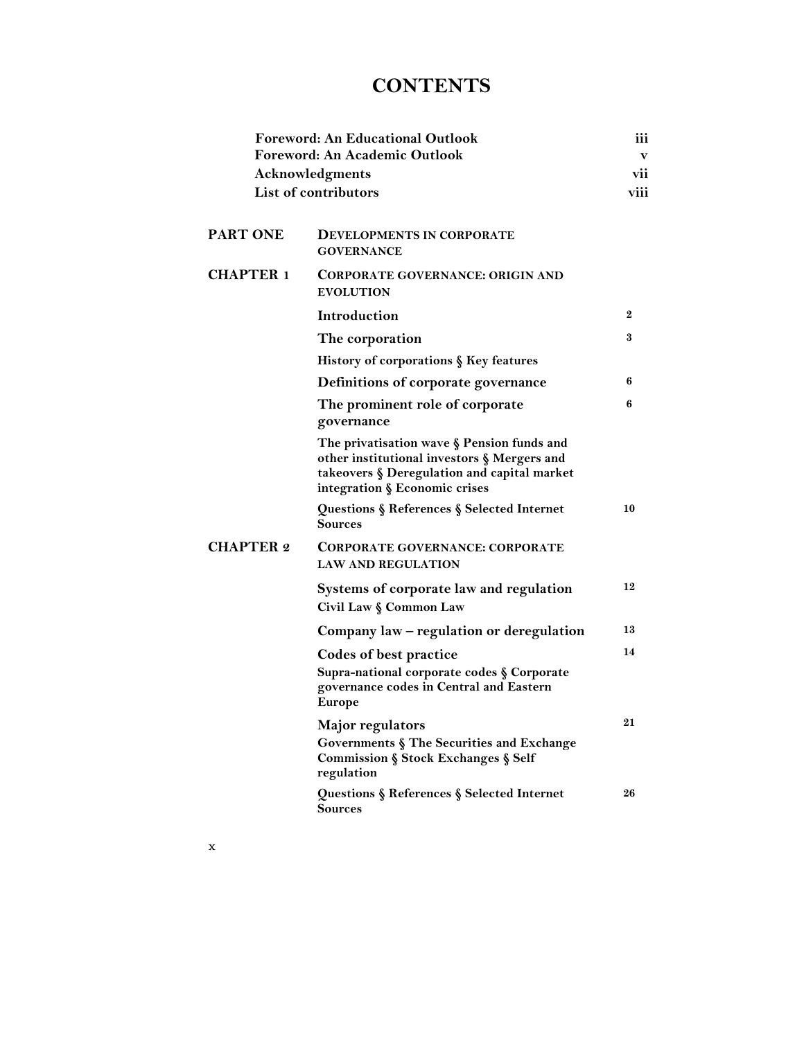# CONTENTS

| | |
|---|---|
| **Foreword: An Educational Outlook** | **iii** |
| **Foreword: An Academic Outlook** | **v** |
| **Acknowledgments** | **vii** |
| **List of contributors** | **viii** |

| | | |
|---|---|---|
| **PART ONE** | **DEVELOPMENTS IN CORPORATE GOVERNANCE** | |
| **CHAPTER 1** | **CORPORATE GOVERNANCE: ORIGIN AND EVOLUTION** | |
| | **Introduction** | **2** |
| | **The corporation** | **3** |
| | **History of corporations § Key features** | |
| | **Definitions of corporate governance** | **6** |
| | **The prominent role of corporate governance** | **6** |
| | **The privatisation wave § Pension funds and other institutional investors § Mergers and takeovers § Deregulation and capital market integration § Economic crises** | |
| | **Questions § References § Selected Internet Sources** | **10** |
| **CHAPTER 2** | **CORPORATE GOVERNANCE: CORPORATE LAW AND REGULATION** | |
| | **Systems of corporate law and regulation** | **12** |
| | **Civil Law § Common Law** | |
| | **Company law – regulation or deregulation** | **13** |
| | **Codes of best practice** | **14** |
| | **Supra-national corporate codes § Corporate governance codes in Central and Eastern Europe** | |
| | **Major regulators** | **21** |
| | **Governments § The Securities and Exchange Commission § Stock Exchanges § Self regulation** | |
| | **Questions § References § Selected Internet Sources** | **26** |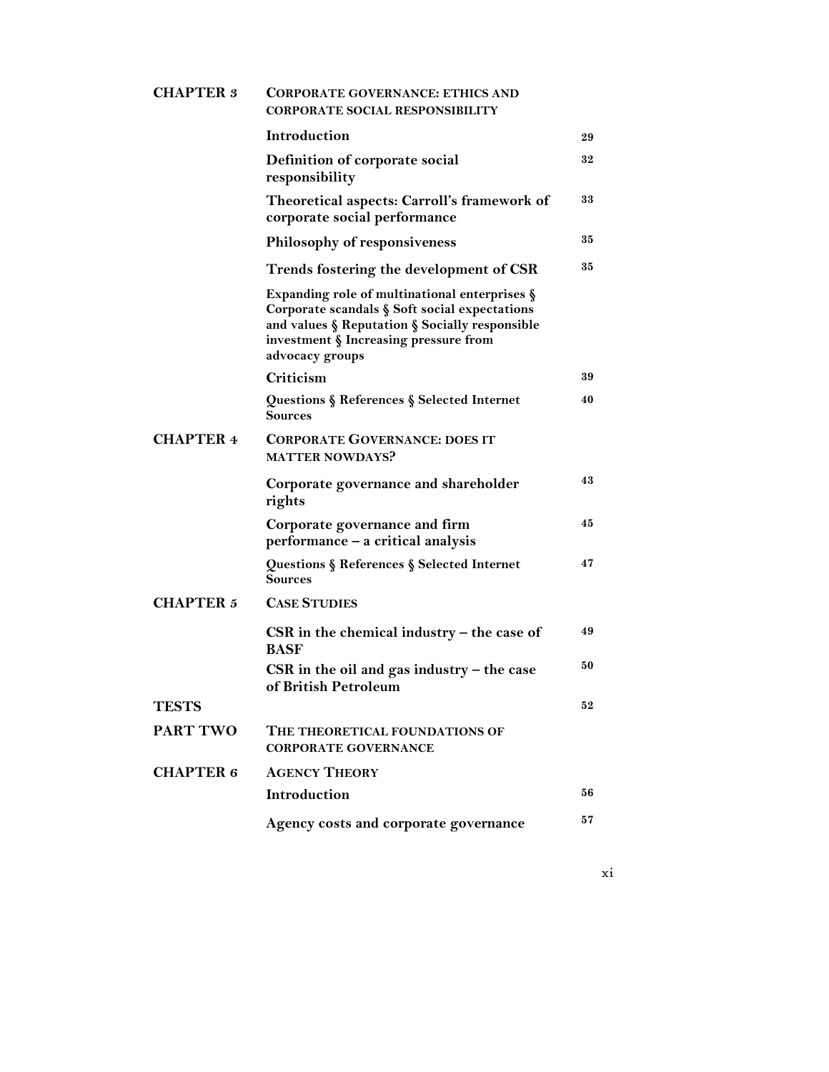| | | |
|---|---|---|
| **CHAPTER 3** | **CORPORATE GOVERNANCE: ETHICS AND CORPORATE SOCIAL RESPONSIBILITY** | |
| | **Introduction** | **29** |
| | **Definition of corporate social responsibility** | **32** |
| | **Theoretical aspects: Carroll's framework of corporate social performance** | **33** |
| | **Philosophy of responsiveness** | **35** |
| | **Trends fostering the development of CSR** | **35** |
| | **Expanding role of multinational enterprises § Corporate scandals § Soft social expectations and values § Reputation § Socially responsible investment § Increasing pressure from advocacy groups** | |
| | **Criticism** | **39** |
| | **Questions § References § Selected Internet Sources** | **40** |
| **CHAPTER 4** | **CORPORATE GOVERNANCE: DOES IT MATTER NOWDAYS?** | |
| | **Corporate governance and shareholder rights** | **43** |
| | **Corporate governance and firm performance – a critical analysis** | **45** |
| | **Questions § References § Selected Internet Sources** | **47** |
| **CHAPTER 5** | **CASE STUDIES** | |
| | **CSR in the chemical industry – the case of BASF** | **49** |
| | **CSR in the oil and gas industry – the case of British Petroleum** | **50** |
| **TESTS** | | **52** |
| **PART TWO** | **THE THEORETICAL FOUNDATIONS OF CORPORATE GOVERNANCE** | |
| **CHAPTER 6** | **AGENCY THEORY** | |
| | **Introduction** | **56** |
| | **Agency costs and corporate governance** | **57** |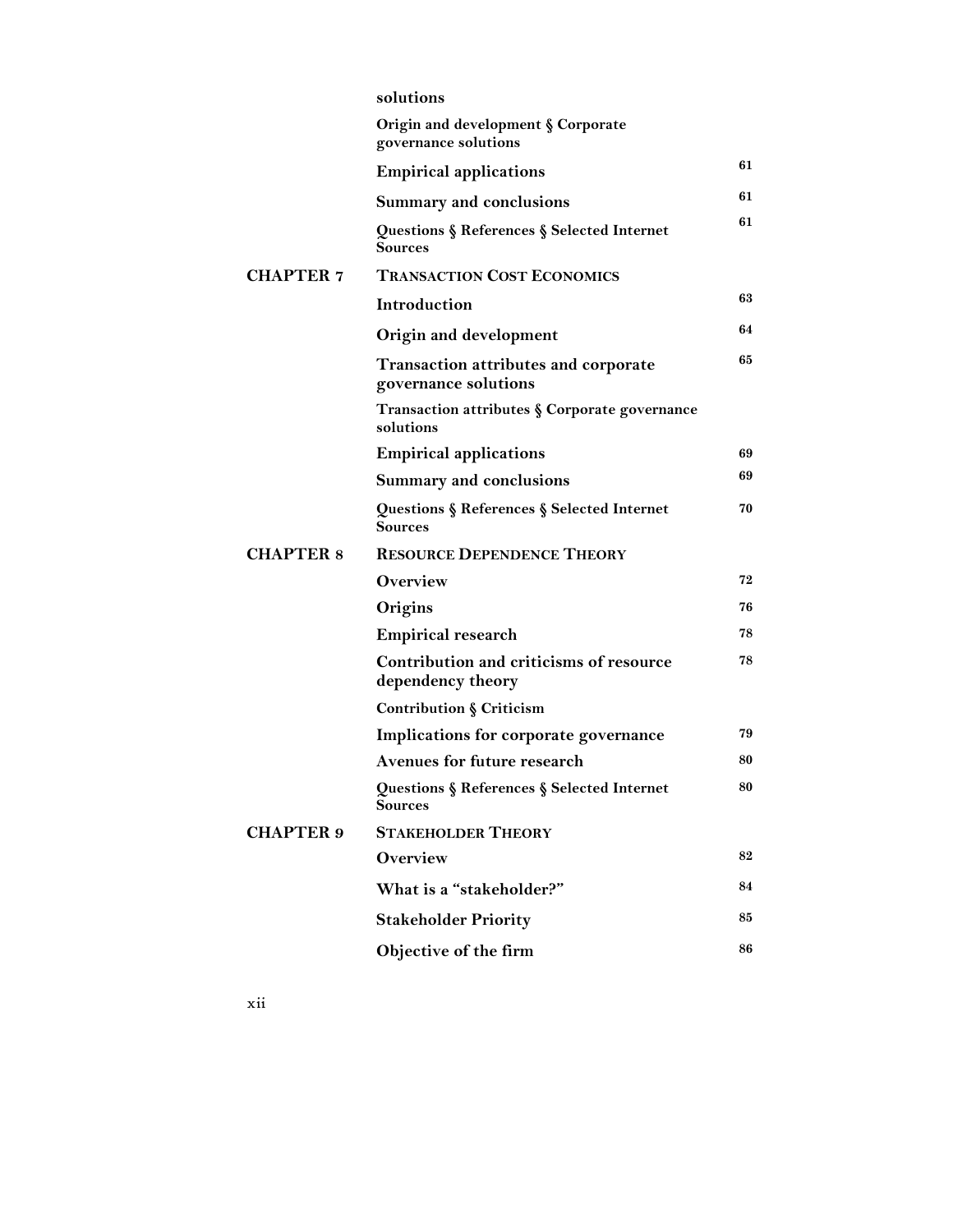solutions

Origin and development § Corporate governance solutions

| | | |
|---|---|---|
| | **Empirical applications** | 61 |
| | **Summary and conclusions** | 61 |
| | **Questions § References § Selected Internet Sources** | 61 |
| **CHAPTER 7** | **TRANSACTION COST ECONOMICS** | |
| | **Introduction** | 63 |
| | **Origin and development** | 64 |
| | **Transaction attributes and corporate governance solutions** | 65 |
| | **Transaction attributes § Corporate governance solutions** | |
| | **Empirical applications** | 69 |
| | **Summary and conclusions** | 69 |
| | **Questions § References § Selected Internet Sources** | 70 |
| **CHAPTER 8** | **RESOURCE DEPENDENCE THEORY** | |
| | **Overview** | 72 |
| | **Origins** | 76 |
| | **Empirical research** | 78 |
| | **Contribution and criticisms of resource dependency theory** | 78 |
| | **Contribution § Criticism** | |
| | **Implications for corporate governance** | 79 |
| | **Avenues for future research** | 80 |
| | **Questions § References § Selected Internet Sources** | 80 |
| **CHAPTER 9** | **STAKEHOLDER THEORY** | |
| | **Overview** | 82 |
| | **What is a "stakeholder?"** | 84 |
| | **Stakeholder Priority** | 85 |
| | **Objective of the firm** | 86 |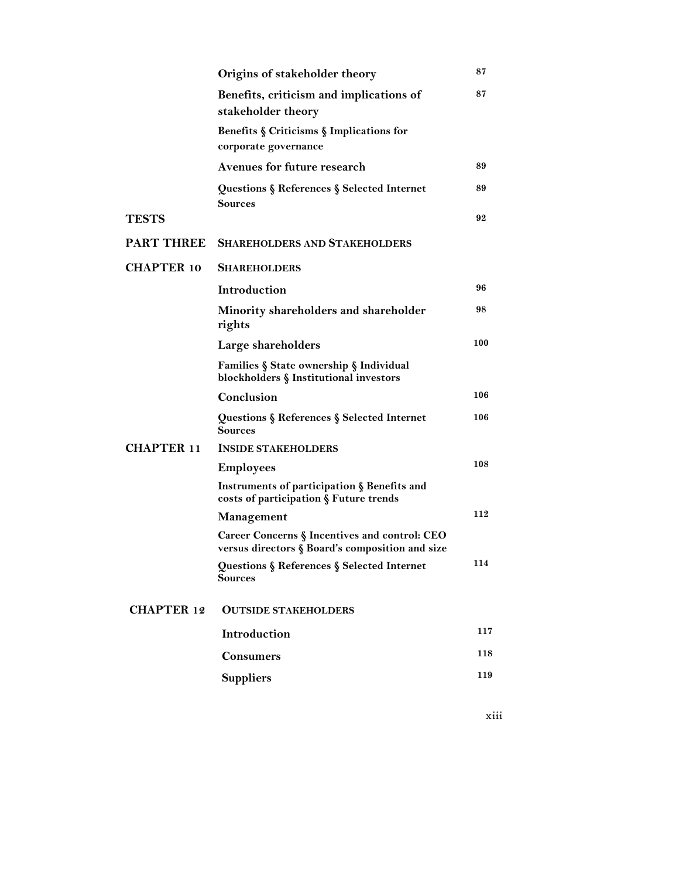| | | |
|---|---|---|
| | **Origins of stakeholder theory** | **87** |
| | **Benefits, criticism and implications of stakeholder theory** | **87** |
| | **Benefits § Criticisms § Implications for corporate governance** | |
| | **Avenues for future research** | **89** |
| | **Questions § References § Selected Internet Sources** | **89** |
| **TESTS** | | **92** |
| **PART THREE** | **SHAREHOLDERS AND STAKEHOLDERS** | |
| **CHAPTER 10** | **SHAREHOLDERS** | |
| | **Introduction** | **96** |
| | **Minority shareholders and shareholder rights** | **98** |
| | **Large shareholders** | **100** |
| | **Families § State ownership § Individual blockholders § Institutional investors** | |
| | **Conclusion** | **106** |
| | **Questions § References § Selected Internet Sources** | **106** |
| **CHAPTER 11** | **INSIDE STAKEHOLDERS** | |
| | **Employees** | **108** |
| | **Instruments of participation § Benefits and costs of participation § Future trends** | |
| | **Management** | **112** |
| | **Career Concerns § Incentives and control: CEO versus directors § Board's composition and size** | |
| | **Questions § References § Selected Internet Sources** | **114** |
| **CHAPTER 12** | **OUTSIDE STAKEHOLDERS** | |
| | **Introduction** | **117** |
| | **Consumers** | **118** |
| | **Suppliers** | **119** |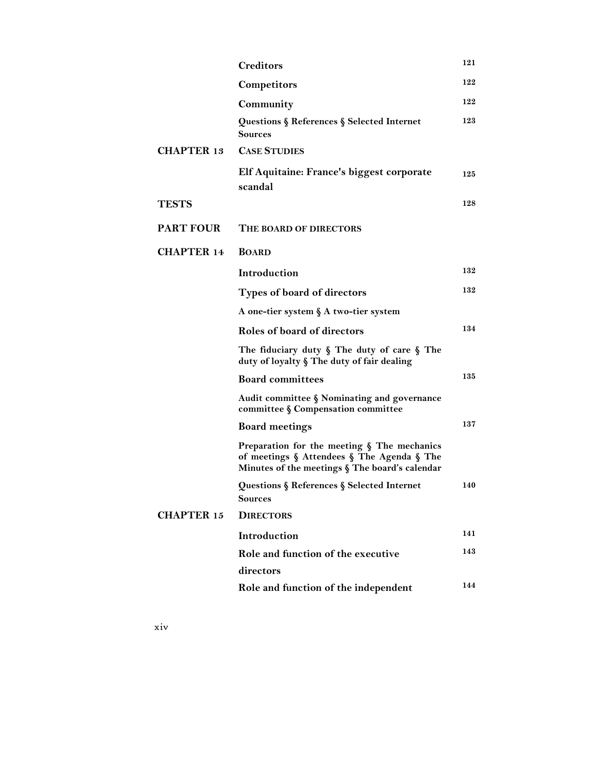| | | |
|---|---|---|
| | **Creditors** | 121 |
| | **Competitors** | 122 |
| | **Community** | 122 |
| | **Questions § References § Selected Internet Sources** | 123 |
| **CHAPTER 13** | **CASE STUDIES** | |
| | **Elf Aquitaine: France's biggest corporate scandal** | 125 |
| **TESTS** | | 128 |
| **PART FOUR** | **THE BOARD OF DIRECTORS** | |
| **CHAPTER 14** | **BOARD** | |
| | **Introduction** | 132 |
| | **Types of board of directors** | 132 |
| | **A one-tier system § A two-tier system** | |
| | **Roles of board of directors** | 134 |
| | **The fiduciary duty § The duty of care § The duty of loyalty § The duty of fair dealing** | |
| | **Board committees** | 135 |
| | **Audit committee § Nominating and governance committee § Compensation committee** | |
| | **Board meetings** | 137 |
| | **Preparation for the meeting § The mechanics of meetings § Attendees § The Agenda § The Minutes of the meetings § The board's calendar** | |
| | **Questions § References § Selected Internet Sources** | 140 |
| **CHAPTER 15** | **DIRECTORS** | |
| | **Introduction** | 141 |
| | **Role and function of the executive directors** | 143 |
| | **Role and function of the independent** | 144 |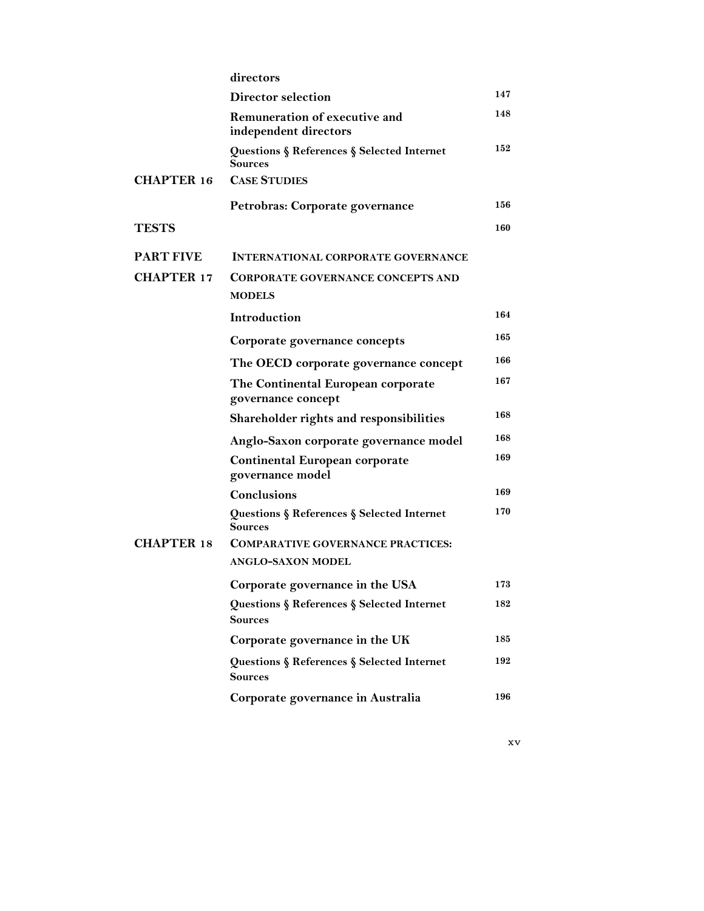| | | |
|---|---|---|
| | **directors** | |
| | **Director selection** | 147 |
| | **Remuneration of executive and independent directors** | 148 |
| | **Questions § References § Selected Internet Sources** | 152 |
| **CHAPTER 16** | **CASE STUDIES** | |
| | **Petrobras: Corporate governance** | 156 |
| **TESTS** | | 160 |
| **PART FIVE** | **INTERNATIONAL CORPORATE GOVERNANCE** | |
| **CHAPTER 17** | **CORPORATE GOVERNANCE CONCEPTS AND MODELS** | |
| | **Introduction** | 164 |
| | **Corporate governance concepts** | 165 |
| | **The OECD corporate governance concept** | 166 |
| | **The Continental European corporate governance concept** | 167 |
| | **Shareholder rights and responsibilities** | 168 |
| | **Anglo-Saxon corporate governance model** | 168 |
| | **Continental European corporate governance model** | 169 |
| | **Conclusions** | 169 |
| | **Questions § References § Selected Internet Sources** | 170 |
| **CHAPTER 18** | **COMPARATIVE GOVERNANCE PRACTICES: ANGLO-SAXON MODEL** | |
| | **Corporate governance in the USA** | 173 |
| | **Questions § References § Selected Internet Sources** | 182 |
| | **Corporate governance in the UK** | 185 |
| | **Questions § References § Selected Internet Sources** | 192 |
| | **Corporate governance in Australia** | 196 |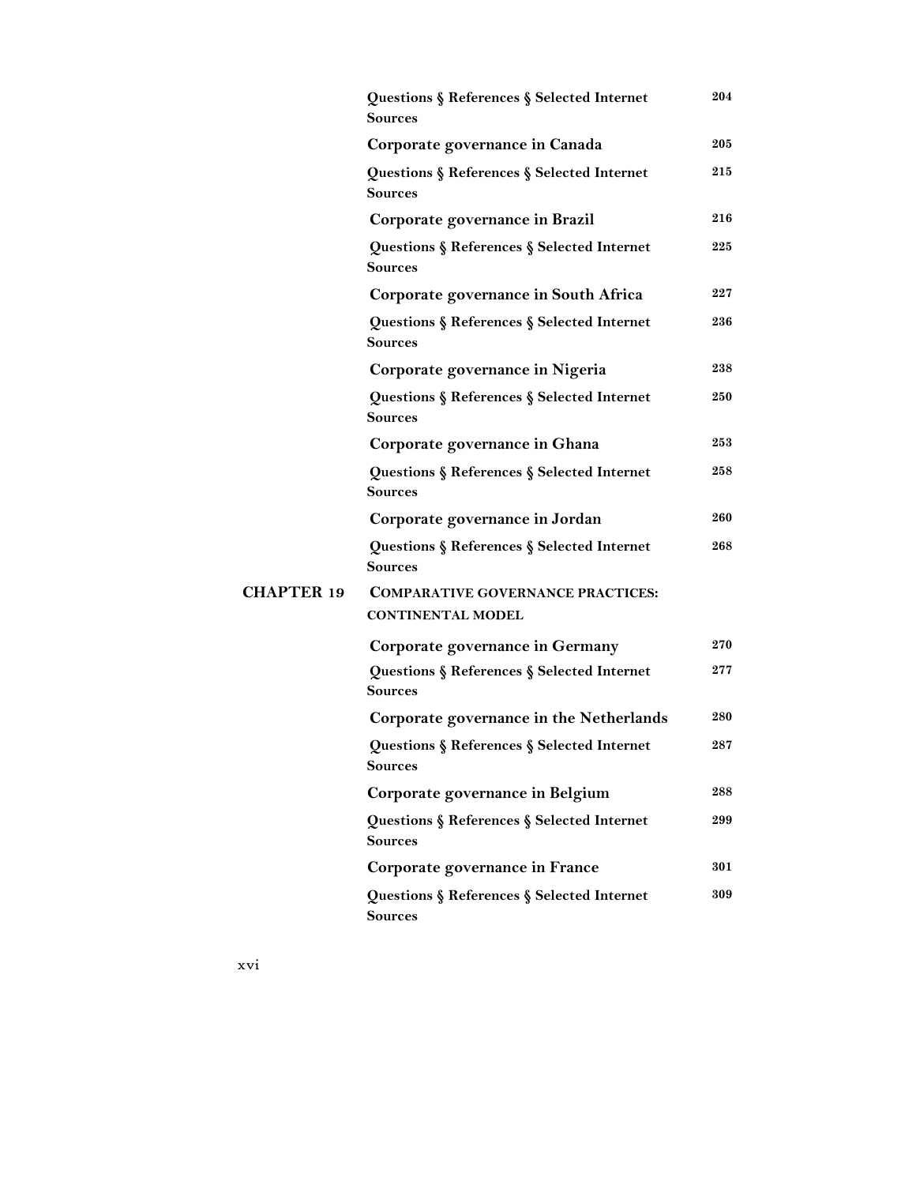| | | |
|---|---|---|
| | **Questions § References § Selected Internet Sources** | **204** |
| | **Corporate governance in Canada** | **205** |
| | **Questions § References § Selected Internet Sources** | **215** |
| | **Corporate governance in Brazil** | **216** |
| | **Questions § References § Selected Internet Sources** | **225** |
| | **Corporate governance in South Africa** | **227** |
| | **Questions § References § Selected Internet Sources** | **236** |
| | **Corporate governance in Nigeria** | **238** |
| | **Questions § References § Selected Internet Sources** | **250** |
| | **Corporate governance in Ghana** | **253** |
| | **Questions § References § Selected Internet Sources** | **258** |
| | **Corporate governance in Jordan** | **260** |
| | **Questions § References § Selected Internet Sources** | **268** |
| **CHAPTER 19** | **COMPARATIVE GOVERNANCE PRACTICES: CONTINENTAL MODEL** | |
| | **Corporate governance in Germany** | **270** |
| | **Questions § References § Selected Internet Sources** | **277** |
| | **Corporate governance in the Netherlands** | **280** |
| | **Questions § References § Selected Internet Sources** | **287** |
| | **Corporate governance in Belgium** | **288** |
| | **Questions § References § Selected Internet Sources** | **299** |
| | **Corporate governance in France** | **301** |
| | **Questions § References § Selected Internet Sources** | **309** |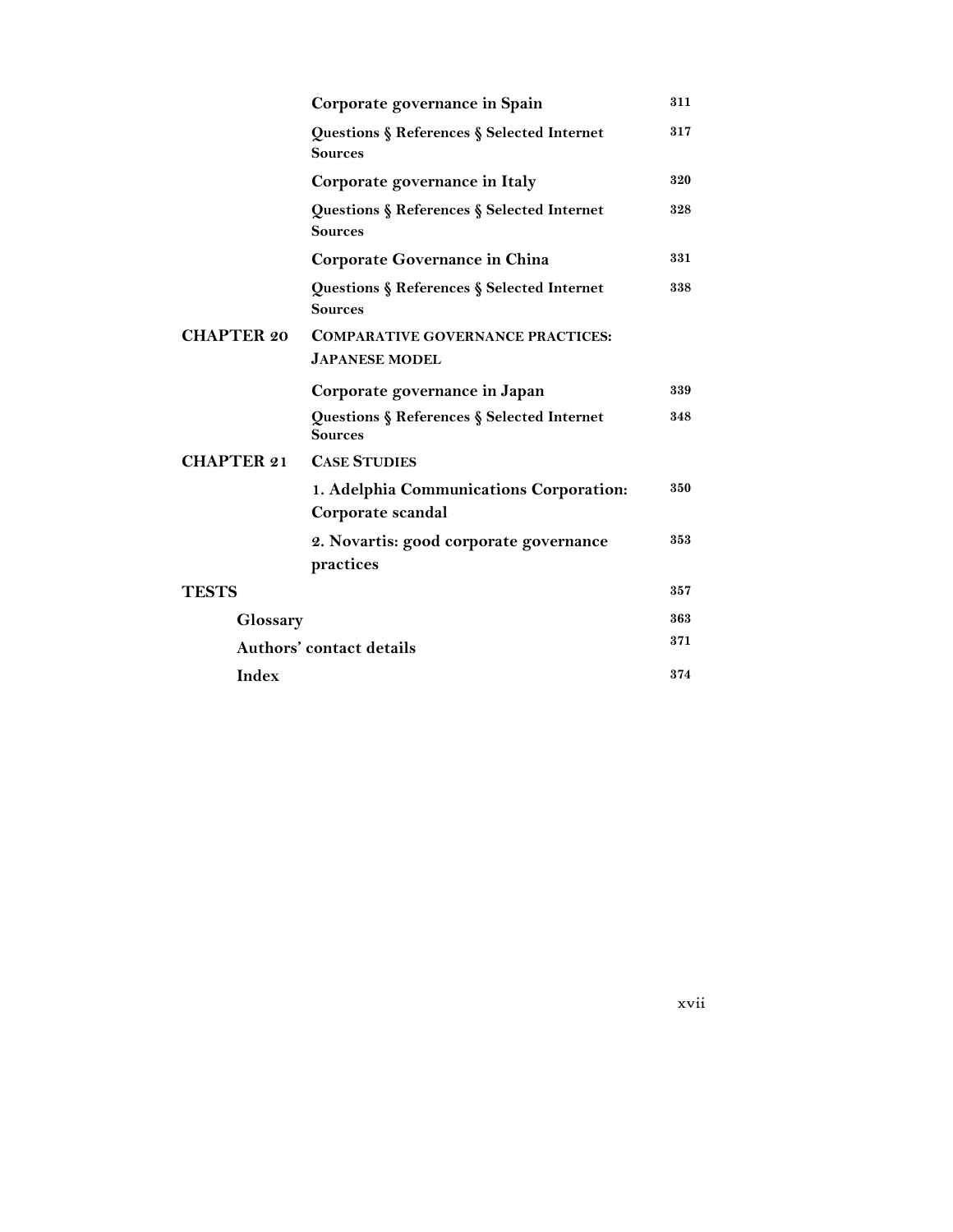| | | |
|---|---|---|
| | **Corporate governance in Spain** | 311 |
| | **Questions § References § Selected Internet Sources** | 317 |
| | **Corporate governance in Italy** | 320 |
| | **Questions § References § Selected Internet Sources** | 328 |
| | **Corporate Governance in China** | 331 |
| | **Questions § References § Selected Internet Sources** | 338 |
| **CHAPTER 20** | **COMPARATIVE GOVERNANCE PRACTICES: JAPANESE MODEL** | |
| | **Corporate governance in Japan** | 339 |
| | **Questions § References § Selected Internet Sources** | 348 |
| **CHAPTER 21** | **CASE STUDIES** | |
| | **1. Adelphia Communications Corporation: Corporate scandal** | 350 |
| | **2. Novartis: good corporate governance practices** | 353 |
| **TESTS** | | 357 |
| **Glossary** | | 363 |
| **Authors' contact details** | | 371 |
| **Index** | | 374 |